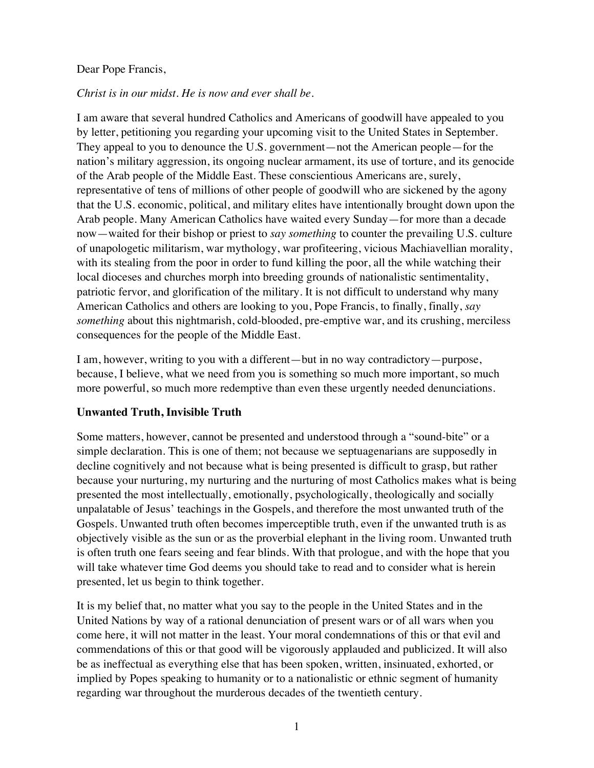Dear Pope Francis,

*Christ is in our midst. He is now and ever shall be.*

I am aware that several hundred Catholics and Americans of goodwill have appealed to you by letter, petitioning you regarding your upcoming visit to the United States in September. They appeal to you to denounce the U.S. government—not the American people—for the nation's military aggression, its ongoing nuclear armament, its use of torture, and its genocide of the Arab people of the Middle East. These conscientious Americans are, surely, representative of tens of millions of other people of goodwill who are sickened by the agony that the U.S. economic, political, and military elites have intentionally brought down upon the Arab people. Many American Catholics have waited every Sunday—for more than a decade now—waited for their bishop or priest to *say something* to counter the prevailing U.S. culture of unapologetic militarism, war mythology, war profiteering, vicious Machiavellian morality, with its stealing from the poor in order to fund killing the poor, all the while watching their local dioceses and churches morph into breeding grounds of nationalistic sentimentality, patriotic fervor, and glorification of the military. It is not difficult to understand why many American Catholics and others are looking to you, Pope Francis, to finally, finally, *say something* about this nightmarish, cold-blooded, pre-emptive war, and its crushing, merciless consequences for the people of the Middle East.

I am, however, writing to you with a different—but in no way contradictory—purpose, because, I believe, what we need from you is something so much more important, so much more powerful, so much more redemptive than even these urgently needed denunciations.

**Unwanted Truth, Invisible Truth**

Some matters, however, cannot be presented and understood through a "sound-bite" or a simple declaration. This is one of them; not because we septuagenarians are supposedly in decline cognitively and not because what is being presented is difficult to grasp, but rather because your nurturing, my nurturing and the nurturing of most Catholics makes what is being presented the most intellectually, emotionally, psychologically, theologically and socially unpalatable of Jesus' teachings in the Gospels, and therefore the most unwanted truth of the Gospels. Unwanted truth often becomes imperceptible truth, even if the unwanted truth is as objectively visible as the sun or as the proverbial elephant in the living room. Unwanted truth is often truth one fears seeing and fear blinds. With that prologue, and with the hope that you will take whatever time God deems you should take to read and to consider what is herein presented, let us begin to think together.

It is my belief that, no matter what you say to the people in the United States and in the United Nations by way of a rational denunciation of present wars or of all wars when you come here, it will not matter in the least. Your moral condemnations of this or that evil and commendations of this or that good will be vigorously applauded and publicized. It will also be as ineffectual as everything else that has been spoken, written, insinuated, exhorted, or implied by Popes speaking to humanity or to a nationalistic or ethnic segment of humanity regarding war throughout the murderous decades of the twentieth century.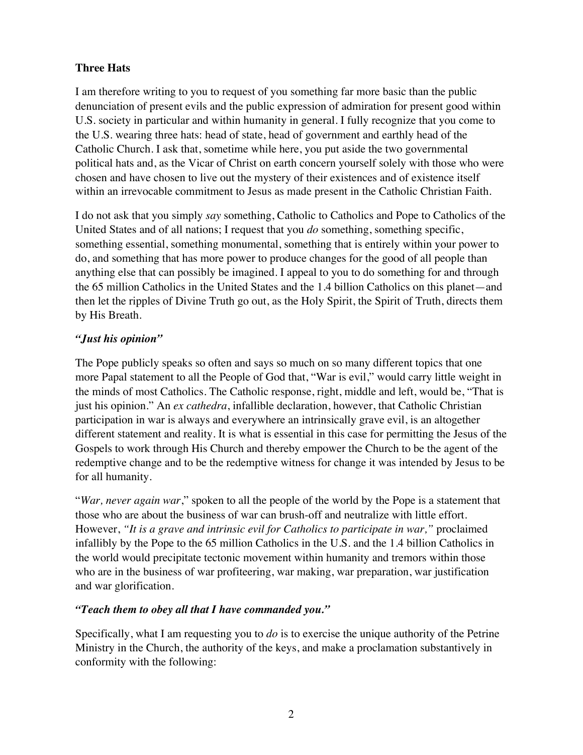**Three Hats**

I am therefore writing to you to request of you something far more basic than the public denunciation of present evils and the public expression of admiration for present good within U.S. society in particular and within humanity in general. I fully recognize that you come to the U.S. wearing three hats: head of state, head of government and earthly head of the Catholic Church. I ask that, sometime while here, you put aside the two governmental political hats and, as the Vicar of Christ on earth concern yourself solely with those who were chosen and have chosen to live out the mystery of their existences and of existence itself within an irrevocable commitment to Jesus as made present in the Catholic Christian Faith.

I do not ask that you simply *say* something, Catholic to Catholics and Pope to Catholics of the United States and of all nations; I request that you *do* something, something specific, something essential, something monumental, something that is entirely within your power to do, and something that has more power to produce changes for the good of all people than anything else that can possibly be imagined. I appeal to you to do something for and through the 65 million Catholics in the United States and the 1.4 billion Catholics on this planet—and then let the ripples of Divine Truth go out, as the Holy Spirit, the Spirit of Truth, directs them by His Breath.

***"Just his opinion"***

The Pope publicly speaks so often and says so much on so many different topics that one more Papal statement to all the People of God that, "War is evil," would carry little weight in the minds of most Catholics. The Catholic response, right, middle and left, would be, "That is just his opinion." An *ex cathedra*, infallible declaration, however, that Catholic Christian participation in war is always and everywhere an intrinsically grave evil, is an altogether different statement and reality. It is what is essential in this case for permitting the Jesus of the Gospels to work through His Church and thereby empower the Church to be the agent of the redemptive change and to be the redemptive witness for change it was intended by Jesus to be for all humanity.

"*War, never again war*," spoken to all the people of the world by the Pope is a statement that those who are about the business of war can brush-off and neutralize with little effort. However, *"It is a grave and intrinsic evil for Catholics to participate in war,"* proclaimed infallibly by the Pope to the 65 million Catholics in the U.S. and the 1.4 billion Catholics in the world would precipitate tectonic movement within humanity and tremors within those who are in the business of war profiteering, war making, war preparation, war justification and war glorification.

***"Teach them to obey all that I have commanded you."***

Specifically, what I am requesting you to *do* is to exercise the unique authority of the Petrine Ministry in the Church, the authority of the keys, and make a proclamation substantively in conformity with the following: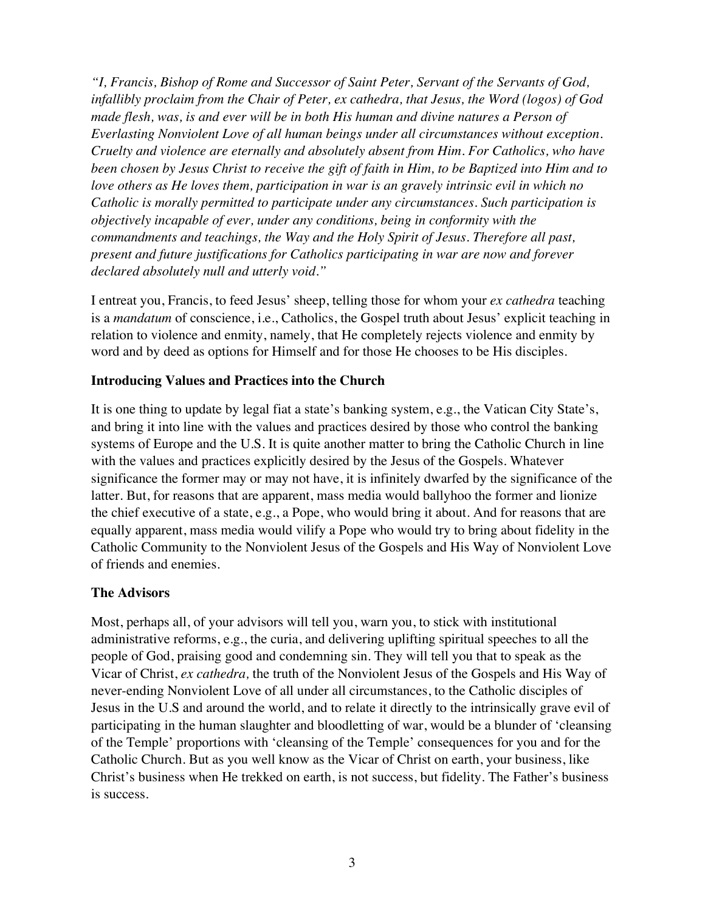*"I, Francis, Bishop of Rome and Successor of Saint Peter, Servant of the Servants of God, infallibly proclaim from the Chair of Peter, ex cathedra, that Jesus, the Word (logos) of God made flesh, was, is and ever will be in both His human and divine natures a Person of Everlasting Nonviolent Love of all human beings under all circumstances without exception. Cruelty and violence are eternally and absolutely absent from Him. For Catholics, who have been chosen by Jesus Christ to receive the gift of faith in Him, to be Baptized into Him and to love others as He loves them, participation in war is an gravely intrinsic evil in which no Catholic is morally permitted to participate under any circumstances. Such participation is objectively incapable of ever, under any conditions, being in conformity with the commandments and teachings, the Way and the Holy Spirit of Jesus. Therefore all past, present and future justifications for Catholics participating in war are now and forever declared absolutely null and utterly void."*

I entreat you, Francis, to feed Jesus' sheep, telling those for whom your *ex cathedra* teaching is a *mandatum* of conscience, i.e., Catholics, the Gospel truth about Jesus' explicit teaching in relation to violence and enmity, namely, that He completely rejects violence and enmity by word and by deed as options for Himself and for those He chooses to be His disciples.

**Introducing Values and Practices into the Church**

It is one thing to update by legal fiat a state's banking system, e.g., the Vatican City State's, and bring it into line with the values and practices desired by those who control the banking systems of Europe and the U.S. It is quite another matter to bring the Catholic Church in line with the values and practices explicitly desired by the Jesus of the Gospels. Whatever significance the former may or may not have, it is infinitely dwarfed by the significance of the latter. But, for reasons that are apparent, mass media would ballyhoo the former and lionize the chief executive of a state, e.g., a Pope, who would bring it about. And for reasons that are equally apparent, mass media would vilify a Pope who would try to bring about fidelity in the Catholic Community to the Nonviolent Jesus of the Gospels and His Way of Nonviolent Love of friends and enemies.

**The Advisors**

Most, perhaps all, of your advisors will tell you, warn you, to stick with institutional administrative reforms, e.g., the curia, and delivering uplifting spiritual speeches to all the people of God, praising good and condemning sin. They will tell you that to speak as the Vicar of Christ, *ex cathedra,* the truth of the Nonviolent Jesus of the Gospels and His Way of never-ending Nonviolent Love of all under all circumstances, to the Catholic disciples of Jesus in the U.S and around the world, and to relate it directly to the intrinsically grave evil of participating in the human slaughter and bloodletting of war, would be a blunder of 'cleansing of the Temple' proportions with 'cleansing of the Temple' consequences for you and for the Catholic Church. But as you well know as the Vicar of Christ on earth, your business, like Christ's business when He trekked on earth, is not success, but fidelity. The Father's business is success.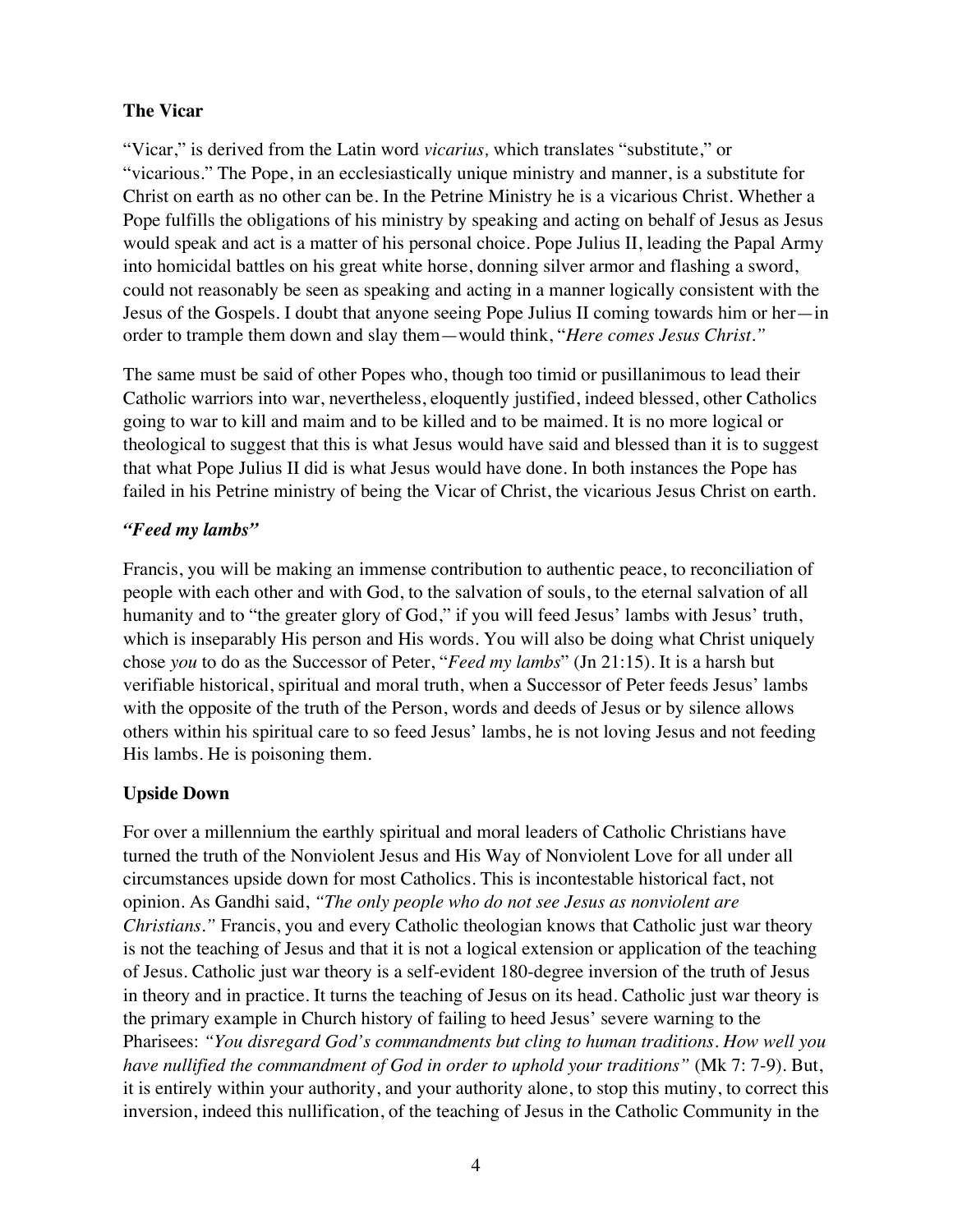### The Vicar

"Vicar," is derived from the Latin word *vicarius,* which translates "substitute," or "vicarious." The Pope, in an ecclesiastically unique ministry and manner, is a substitute for Christ on earth as no other can be. In the Petrine Ministry he is a vicarious Christ. Whether a Pope fulfills the obligations of his ministry by speaking and acting on behalf of Jesus as Jesus would speak and act is a matter of his personal choice. Pope Julius II, leading the Papal Army into homicidal battles on his great white horse, donning silver armor and flashing a sword, could not reasonably be seen as speaking and acting in a manner logically consistent with the Jesus of the Gospels. I doubt that anyone seeing Pope Julius II coming towards him or her—in order to trample them down and slay them—would think, "*Here comes Jesus Christ."*

The same must be said of other Popes who, though too timid or pusillanimous to lead their Catholic warriors into war, nevertheless, eloquently justified, indeed blessed, other Catholics going to war to kill and maim and to be killed and to be maimed. It is no more logical or theological to suggest that this is what Jesus would have said and blessed than it is to suggest that what Pope Julius II did is what Jesus would have done. In both instances the Pope has failed in his Petrine ministry of being the Vicar of Christ, the vicarious Jesus Christ on earth.

### *"Feed my lambs"*

Francis, you will be making an immense contribution to authentic peace, to reconciliation of people with each other and with God, to the salvation of souls, to the eternal salvation of all humanity and to "the greater glory of God," if you will feed Jesus' lambs with Jesus' truth, which is inseparably His person and His words. You will also be doing what Christ uniquely chose *you* to do as the Successor of Peter, "*Feed my lambs*" (Jn 21:15). It is a harsh but verifiable historical, spiritual and moral truth, when a Successor of Peter feeds Jesus' lambs with the opposite of the truth of the Person, words and deeds of Jesus or by silence allows others within his spiritual care to so feed Jesus' lambs, he is not loving Jesus and not feeding His lambs. He is poisoning them.

### Upside Down

For over a millennium the earthly spiritual and moral leaders of Catholic Christians have turned the truth of the Nonviolent Jesus and His Way of Nonviolent Love for all under all circumstances upside down for most Catholics. This is incontestable historical fact, not opinion. As Gandhi said, *"The only people who do not see Jesus as nonviolent are Christians."* Francis, you and every Catholic theologian knows that Catholic just war theory is not the teaching of Jesus and that it is not a logical extension or application of the teaching of Jesus. Catholic just war theory is a self-evident 180-degree inversion of the truth of Jesus in theory and in practice. It turns the teaching of Jesus on its head. Catholic just war theory is the primary example in Church history of failing to heed Jesus' severe warning to the Pharisees: *"You disregard God's commandments but cling to human traditions. How well you have nullified the commandment of God in order to uphold your traditions"* (Mk 7: 7-9). But, it is entirely within your authority, and your authority alone, to stop this mutiny, to correct this inversion, indeed this nullification, of the teaching of Jesus in the Catholic Community in the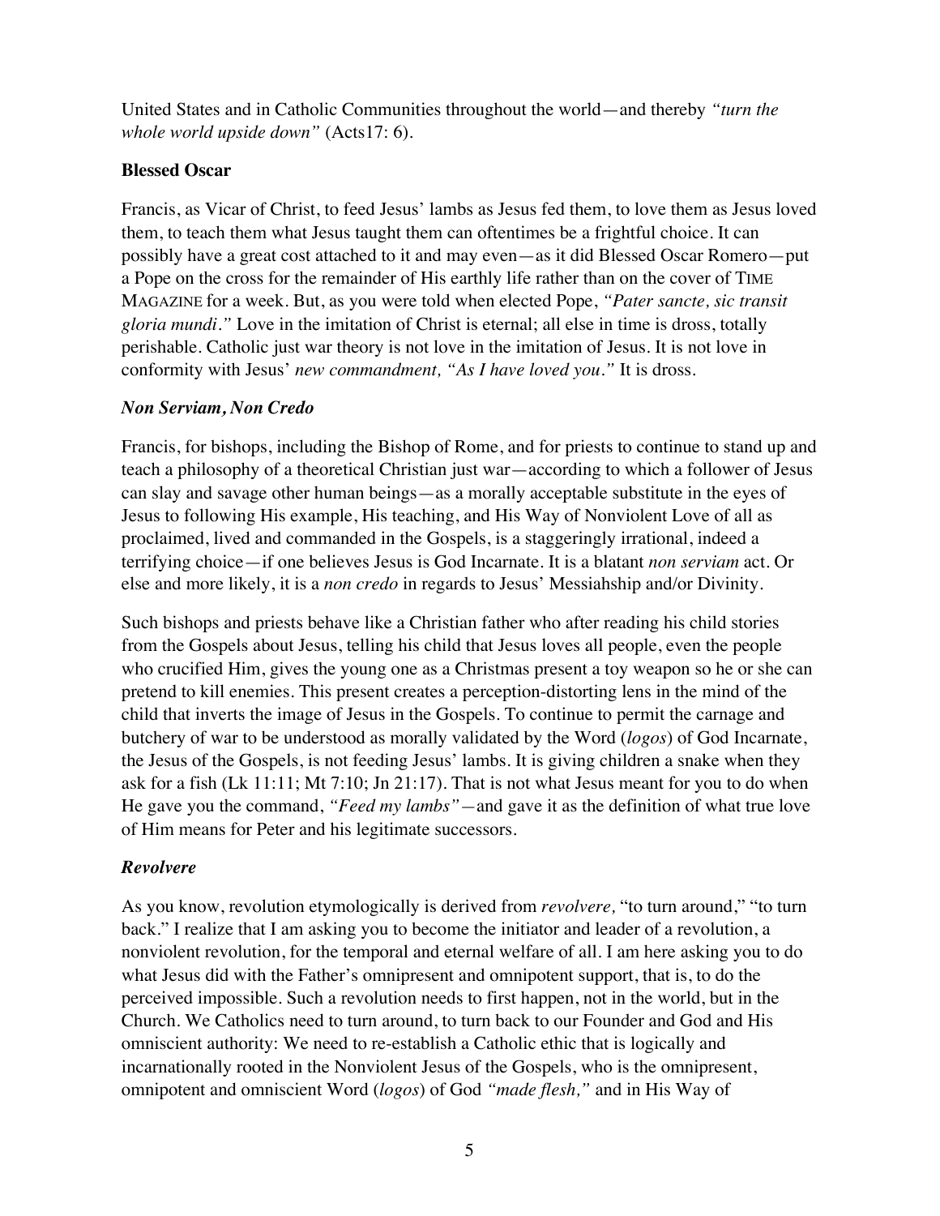United States and in Catholic Communities throughout the world—and thereby *"turn the whole world upside down"* (Acts17: 6).

**Blessed Oscar**

Francis, as Vicar of Christ, to feed Jesus' lambs as Jesus fed them, to love them as Jesus loved them, to teach them what Jesus taught them can oftentimes be a frightful choice. It can possibly have a great cost attached to it and may even—as it did Blessed Oscar Romero—put a Pope on the cross for the remainder of His earthly life rather than on the cover of TIME MAGAZINE for a week. But, as you were told when elected Pope, *"Pater sancte, sic transit gloria mundi."* Love in the imitation of Christ is eternal; all else in time is dross, totally perishable. Catholic just war theory is not love in the imitation of Jesus. It is not love in conformity with Jesus' *new commandment, "As I have loved you."* It is dross.

***Non Serviam, Non Credo***

Francis, for bishops, including the Bishop of Rome, and for priests to continue to stand up and teach a philosophy of a theoretical Christian just war—according to which a follower of Jesus can slay and savage other human beings—as a morally acceptable substitute in the eyes of Jesus to following His example, His teaching, and His Way of Nonviolent Love of all as proclaimed, lived and commanded in the Gospels, is a staggeringly irrational, indeed a terrifying choice—if one believes Jesus is God Incarnate. It is a blatant *non serviam* act. Or else and more likely, it is a *non credo* in regards to Jesus' Messiahship and/or Divinity.

Such bishops and priests behave like a Christian father who after reading his child stories from the Gospels about Jesus, telling his child that Jesus loves all people, even the people who crucified Him, gives the young one as a Christmas present a toy weapon so he or she can pretend to kill enemies. This present creates a perception-distorting lens in the mind of the child that inverts the image of Jesus in the Gospels. To continue to permit the carnage and butchery of war to be understood as morally validated by the Word (*logos*) of God Incarnate, the Jesus of the Gospels, is not feeding Jesus' lambs. It is giving children a snake when they ask for a fish (Lk 11:11; Mt 7:10; Jn 21:17). That is not what Jesus meant for you to do when He gave you the command, *"Feed my lambs"*—and gave it as the definition of what true love of Him means for Peter and his legitimate successors.

***Revolvere***

As you know, revolution etymologically is derived from *revolvere,* "to turn around," "to turn back." I realize that I am asking you to become the initiator and leader of a revolution, a nonviolent revolution, for the temporal and eternal welfare of all. I am here asking you to do what Jesus did with the Father's omnipresent and omnipotent support, that is, to do the perceived impossible. Such a revolution needs to first happen, not in the world, but in the Church. We Catholics need to turn around, to turn back to our Founder and God and His omniscient authority: We need to re-establish a Catholic ethic that is logically and incarnationally rooted in the Nonviolent Jesus of the Gospels, who is the omnipresent, omnipotent and omniscient Word (*logos*) of God *"made flesh,"* and in His Way of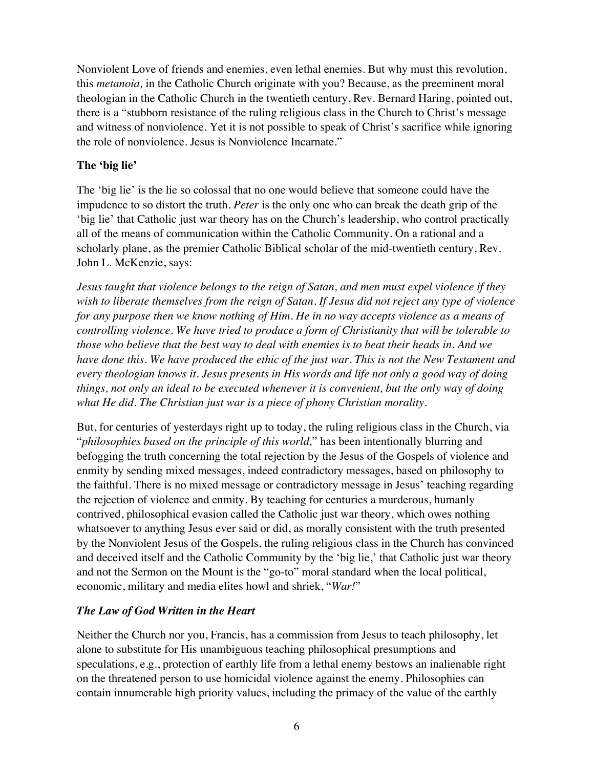Nonviolent Love of friends and enemies, even lethal enemies. But why must this revolution, this *metanoia,* in the Catholic Church originate with you? Because, as the preeminent moral theologian in the Catholic Church in the twentieth century, Rev. Bernard Haring, pointed out, there is a "stubborn resistance of the ruling religious class in the Church to Christ's message and witness of nonviolence. Yet it is not possible to speak of Christ's sacrifice while ignoring the role of nonviolence. Jesus is Nonviolence Incarnate."

**The 'big lie'**

The 'big lie' is the lie so colossal that no one would believe that someone could have the impudence to so distort the truth. *Peter* is the only one who can break the death grip of the 'big lie' that Catholic just war theory has on the Church's leadership, who control practically all of the means of communication within the Catholic Community. On a rational and a scholarly plane, as the premier Catholic Biblical scholar of the mid-twentieth century, Rev. John L. McKenzie, says:

*Jesus taught that violence belongs to the reign of Satan, and men must expel violence if they wish to liberate themselves from the reign of Satan. If Jesus did not reject any type of violence for any purpose then we know nothing of Him. He in no way accepts violence as a means of controlling violence. We have tried to produce a form of Christianity that will be tolerable to those who believe that the best way to deal with enemies is to beat their heads in. And we have done this. We have produced the ethic of the just war. This is not the New Testament and every theologian knows it. Jesus presents in His words and life not only a good way of doing things, not only an ideal to be executed whenever it is convenient, but the only way of doing what He did. The Christian just war is a piece of phony Christian morality.*

But, for centuries of yesterdays right up to today, the ruling religious class in the Church, via "*philosophies based on the principle of this world,*" has been intentionally blurring and befogging the truth concerning the total rejection by the Jesus of the Gospels of violence and enmity by sending mixed messages, indeed contradictory messages, based on philosophy to the faithful. There is no mixed message or contradictory message in Jesus' teaching regarding the rejection of violence and enmity. By teaching for centuries a murderous, humanly contrived, philosophical evasion called the Catholic just war theory, which owes nothing whatsoever to anything Jesus ever said or did, as morally consistent with the truth presented by the Nonviolent Jesus of the Gospels, the ruling religious class in the Church has convinced and deceived itself and the Catholic Community by the 'big lie,' that Catholic just war theory and not the Sermon on the Mount is the "go-to" moral standard when the local political, economic, military and media elites howl and shriek, "*War!*"

***The Law of God Written in the Heart***

Neither the Church nor you, Francis, has a commission from Jesus to teach philosophy, let alone to substitute for His unambiguous teaching philosophical presumptions and speculations, e.g., protection of earthly life from a lethal enemy bestows an inalienable right on the threatened person to use homicidal violence against the enemy. Philosophies can contain innumerable high priority values, including the primacy of the value of the earthly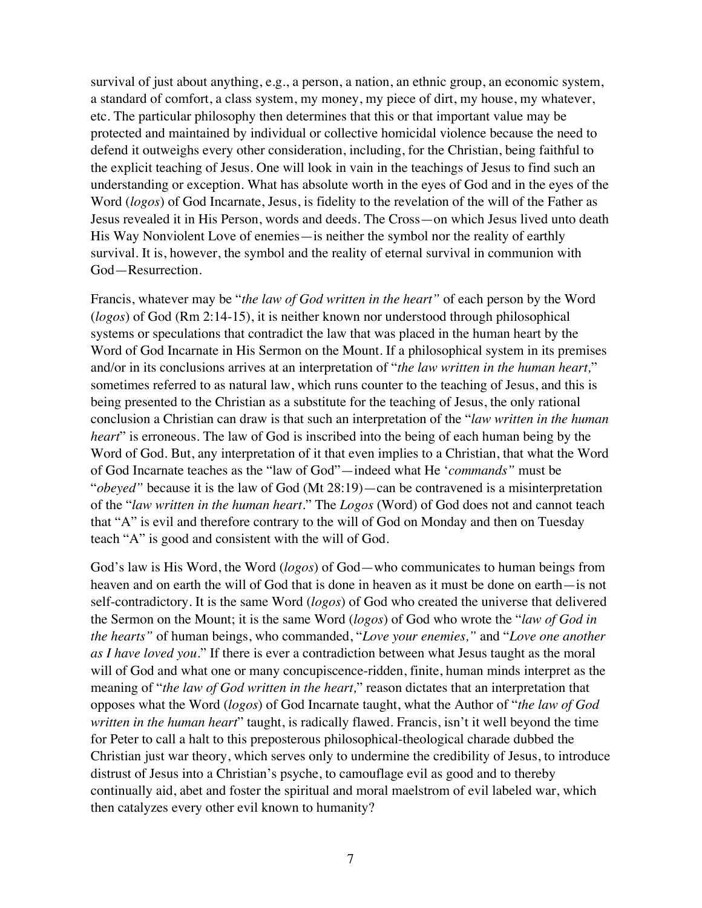survival of just about anything, e.g., a person, a nation, an ethnic group, an economic system, a standard of comfort, a class system, my money, my piece of dirt, my house, my whatever, etc. The particular philosophy then determines that this or that important value may be protected and maintained by individual or collective homicidal violence because the need to defend it outweighs every other consideration, including, for the Christian, being faithful to the explicit teaching of Jesus. One will look in vain in the teachings of Jesus to find such an understanding or exception. What has absolute worth in the eyes of God and in the eyes of the Word (*logos*) of God Incarnate, Jesus, is fidelity to the revelation of the will of the Father as Jesus revealed it in His Person, words and deeds. The Cross—on which Jesus lived unto death His Way Nonviolent Love of enemies—is neither the symbol nor the reality of earthly survival. It is, however, the symbol and the reality of eternal survival in communion with God—Resurrection.

Francis, whatever may be "*the law of God written in the heart"* of each person by the Word (*logos*) of God (Rm 2:14-15), it is neither known nor understood through philosophical systems or speculations that contradict the law that was placed in the human heart by the Word of God Incarnate in His Sermon on the Mount. If a philosophical system in its premises and/or in its conclusions arrives at an interpretation of "*the law written in the human heart,*" sometimes referred to as natural law, which runs counter to the teaching of Jesus, and this is being presented to the Christian as a substitute for the teaching of Jesus, the only rational conclusion a Christian can draw is that such an interpretation of the "*law written in the human heart*" is erroneous. The law of God is inscribed into the being of each human being by the Word of God. But, any interpretation of it that even implies to a Christian, that what the Word of God Incarnate teaches as the "law of God"—indeed what He '*commands"* must be "*obeyed"* because it is the law of God (Mt 28:19)—can be contravened is a misinterpretation of the "*law written in the human heart*." The *Logos* (Word) of God does not and cannot teach that "A" is evil and therefore contrary to the will of God on Monday and then on Tuesday teach "A" is good and consistent with the will of God.

God's law is His Word, the Word (*logos*) of God—who communicates to human beings from heaven and on earth the will of God that is done in heaven as it must be done on earth—is not self-contradictory. It is the same Word (*logos*) of God who created the universe that delivered the Sermon on the Mount; it is the same Word (*logos*) of God who wrote the "*law of God in the hearts"* of human beings, who commanded, "*Love your enemies,"* and "*Love one another as I have loved you*." If there is ever a contradiction between what Jesus taught as the moral will of God and what one or many concupiscence-ridden, finite, human minds interpret as the meaning of "*the law of God written in the heart,*" reason dictates that an interpretation that opposes what the Word (*logos*) of God Incarnate taught, what the Author of "*the law of God written in the human heart*" taught, is radically flawed. Francis, isn't it well beyond the time for Peter to call a halt to this preposterous philosophical-theological charade dubbed the Christian just war theory, which serves only to undermine the credibility of Jesus, to introduce distrust of Jesus into a Christian's psyche, to camouflage evil as good and to thereby continually aid, abet and foster the spiritual and moral maelstrom of evil labeled war, which then catalyzes every other evil known to humanity?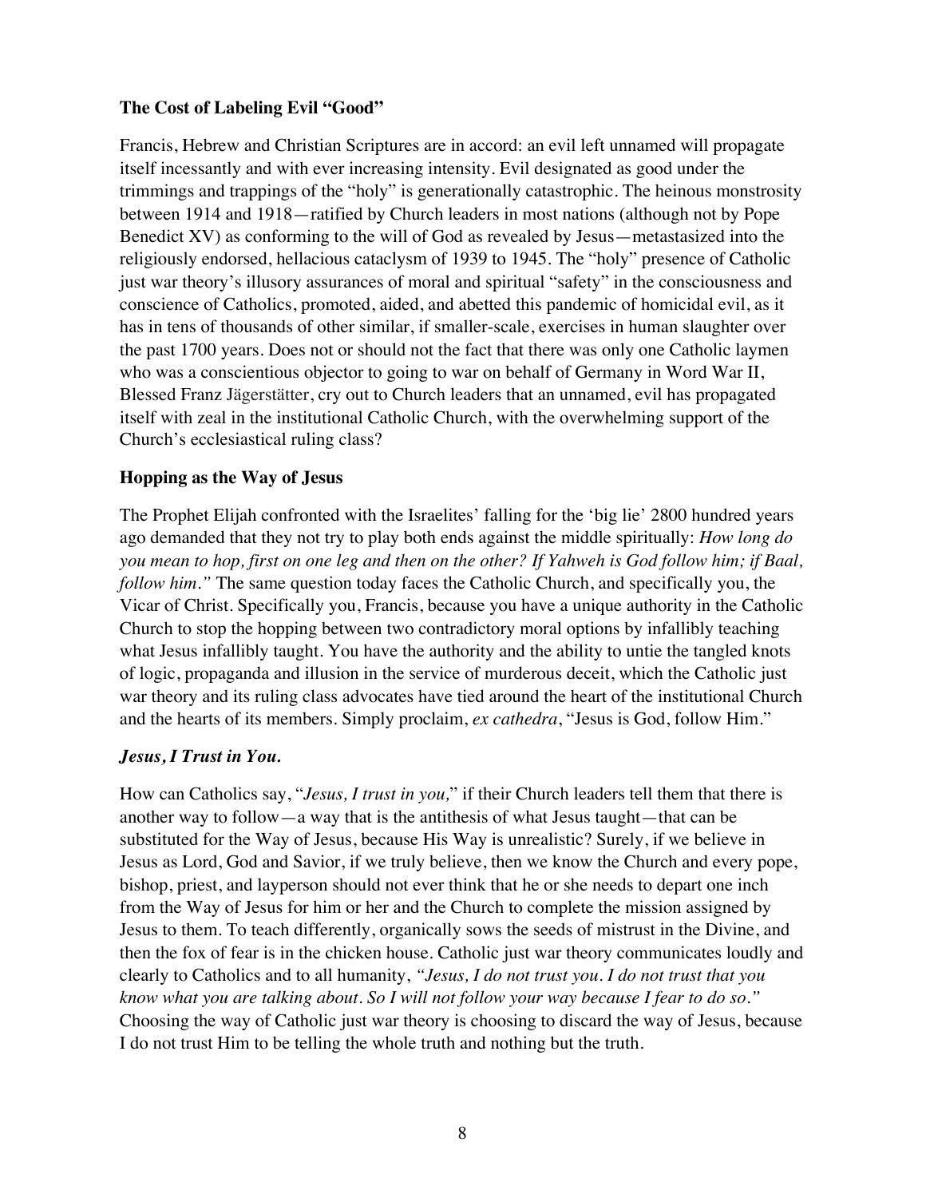**The Cost of Labeling Evil "Good"**

Francis, Hebrew and Christian Scriptures are in accord: an evil left unnamed will propagate itself incessantly and with ever increasing intensity. Evil designated as good under the trimmings and trappings of the "holy" is generationally catastrophic. The heinous monstrosity between 1914 and 1918—ratified by Church leaders in most nations (although not by Pope Benedict XV) as conforming to the will of God as revealed by Jesus—metastasized into the religiously endorsed, hellacious cataclysm of 1939 to 1945. The "holy" presence of Catholic just war theory's illusory assurances of moral and spiritual "safety" in the consciousness and conscience of Catholics, promoted, aided, and abetted this pandemic of homicidal evil, as it has in tens of thousands of other similar, if smaller-scale, exercises in human slaughter over the past 1700 years. Does not or should not the fact that there was only one Catholic laymen who was a conscientious objector to going to war on behalf of Germany in Word War II, Blessed Franz Jägerstätter, cry out to Church leaders that an unnamed, evil has propagated itself with zeal in the institutional Catholic Church, with the overwhelming support of the Church's ecclesiastical ruling class?

**Hopping as the Way of Jesus**

The Prophet Elijah confronted with the Israelites' falling for the 'big lie' 2800 hundred years ago demanded that they not try to play both ends against the middle spiritually: *How long do you mean to hop, first on one leg and then on the other? If Yahweh is God follow him; if Baal, follow him."* The same question today faces the Catholic Church, and specifically you, the Vicar of Christ. Specifically you, Francis, because you have a unique authority in the Catholic Church to stop the hopping between two contradictory moral options by infallibly teaching what Jesus infallibly taught. You have the authority and the ability to untie the tangled knots of logic, propaganda and illusion in the service of murderous deceit, which the Catholic just war theory and its ruling class advocates have tied around the heart of the institutional Church and the hearts of its members. Simply proclaim, *ex cathedra*, "Jesus is God, follow Him."

***Jesus, I Trust in You.***

How can Catholics say, "*Jesus, I trust in you,*" if their Church leaders tell them that there is another way to follow—a way that is the antithesis of what Jesus taught—that can be substituted for the Way of Jesus, because His Way is unrealistic? Surely, if we believe in Jesus as Lord, God and Savior, if we truly believe, then we know the Church and every pope, bishop, priest, and layperson should not ever think that he or she needs to depart one inch from the Way of Jesus for him or her and the Church to complete the mission assigned by Jesus to them. To teach differently, organically sows the seeds of mistrust in the Divine, and then the fox of fear is in the chicken house. Catholic just war theory communicates loudly and clearly to Catholics and to all humanity, *"Jesus, I do not trust you. I do not trust that you know what you are talking about. So I will not follow your way because I fear to do so."* Choosing the way of Catholic just war theory is choosing to discard the way of Jesus, because I do not trust Him to be telling the whole truth and nothing but the truth.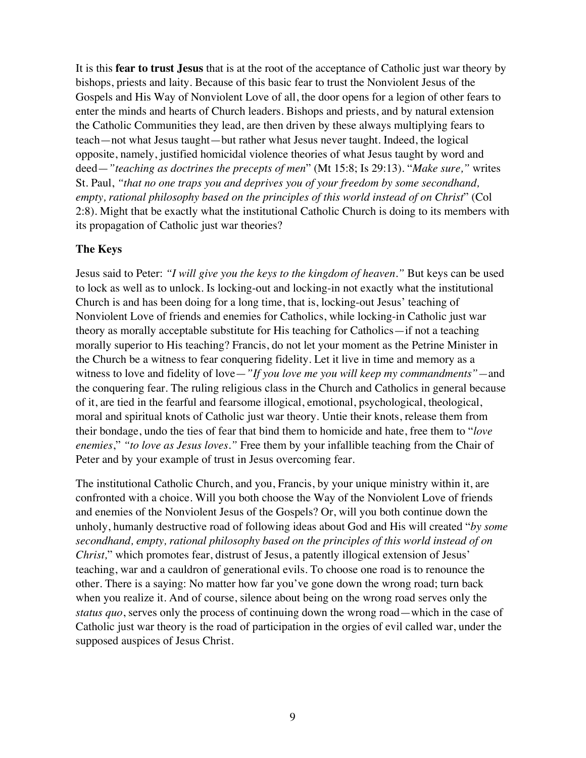It is this **fear to trust Jesus** that is at the root of the acceptance of Catholic just war theory by bishops, priests and laity. Because of this basic fear to trust the Nonviolent Jesus of the Gospels and His Way of Nonviolent Love of all, the door opens for a legion of other fears to enter the minds and hearts of Church leaders. Bishops and priests, and by natural extension the Catholic Communities they lead, are then driven by these always multiplying fears to teach—not what Jesus taught—but rather what Jesus never taught. Indeed, the logical opposite, namely, justified homicidal violence theories of what Jesus taught by word and deed—*"teaching as doctrines the precepts of men*" (Mt 15:8; Is 29:13). "*Make sure,"* writes St. Paul, *"that no one traps you and deprives you of your freedom by some secondhand, empty, rational philosophy based on the principles of this world instead of on Christ*" (Col 2:8). Might that be exactly what the institutional Catholic Church is doing to its members with its propagation of Catholic just war theories?

**The Keys**

Jesus said to Peter: *"I will give you the keys to the kingdom of heaven."* But keys can be used to lock as well as to unlock. Is locking-out and locking-in not exactly what the institutional Church is and has been doing for a long time, that is, locking-out Jesus' teaching of Nonviolent Love of friends and enemies for Catholics, while locking-in Catholic just war theory as morally acceptable substitute for His teaching for Catholics—if not a teaching morally superior to His teaching? Francis, do not let your moment as the Petrine Minister in the Church be a witness to fear conquering fidelity. Let it live in time and memory as a witness to love and fidelity of love—*"If you love me you will keep my commandments"*—and the conquering fear. The ruling religious class in the Church and Catholics in general because of it, are tied in the fearful and fearsome illogical, emotional, psychological, theological, moral and spiritual knots of Catholic just war theory. Untie their knots, release them from their bondage, undo the ties of fear that bind them to homicide and hate, free them to "*love enemies*," *"to love as Jesus loves."* Free them by your infallible teaching from the Chair of Peter and by your example of trust in Jesus overcoming fear.

The institutional Catholic Church, and you, Francis, by your unique ministry within it, are confronted with a choice. Will you both choose the Way of the Nonviolent Love of friends and enemies of the Nonviolent Jesus of the Gospels? Or, will you both continue down the unholy, humanly destructive road of following ideas about God and His will created "*by some secondhand, empty, rational philosophy based on the principles of this world instead of on Christ,*" which promotes fear, distrust of Jesus, a patently illogical extension of Jesus' teaching, war and a cauldron of generational evils. To choose one road is to renounce the other. There is a saying: No matter how far you've gone down the wrong road; turn back when you realize it. And of course, silence about being on the wrong road serves only the *status quo*, serves only the process of continuing down the wrong road—which in the case of Catholic just war theory is the road of participation in the orgies of evil called war, under the supposed auspices of Jesus Christ.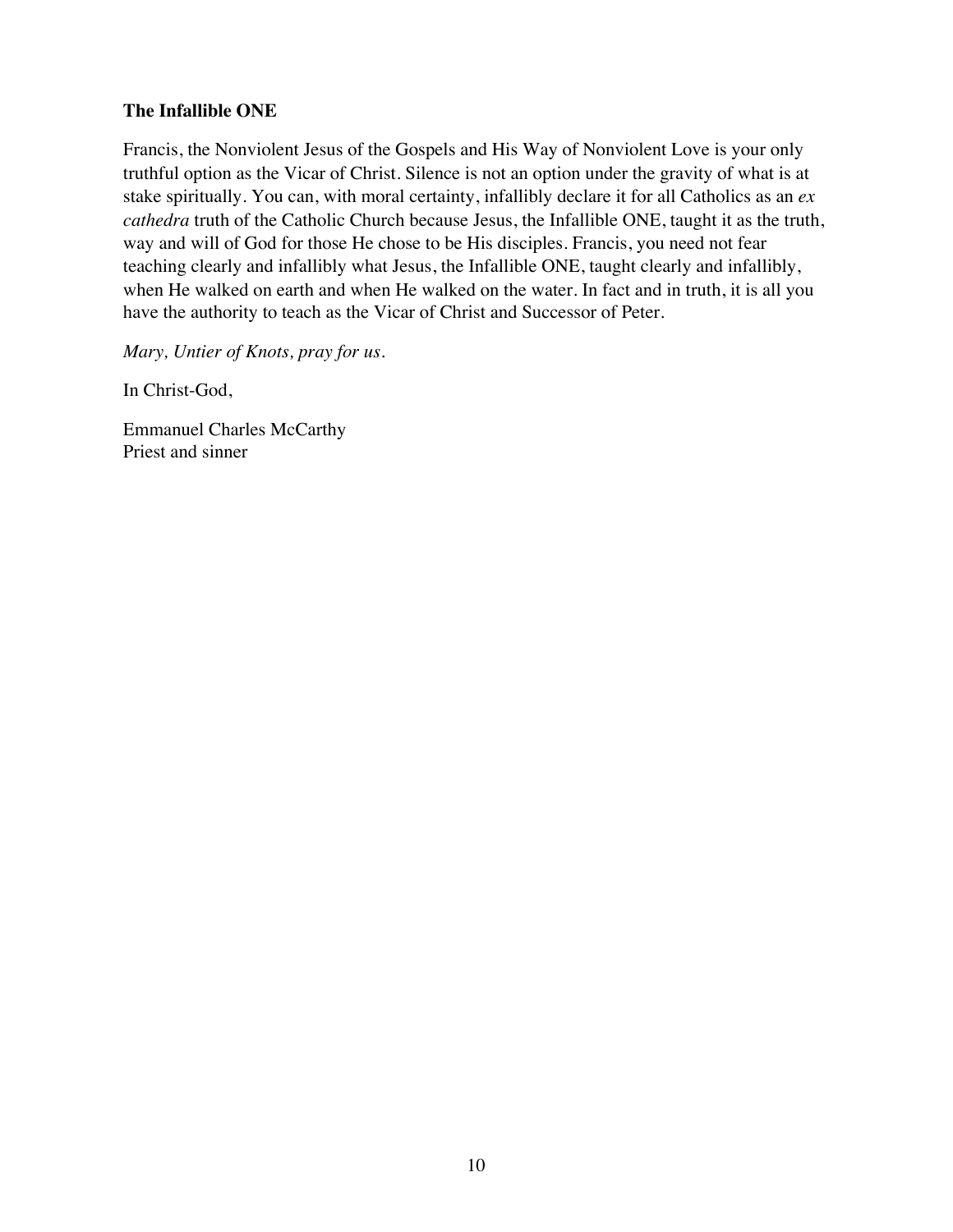**The Infallible ONE**

Francis, the Nonviolent Jesus of the Gospels and His Way of Nonviolent Love is your only truthful option as the Vicar of Christ. Silence is not an option under the gravity of what is at stake spiritually. You can, with moral certainty, infallibly declare it for all Catholics as an *ex cathedra* truth of the Catholic Church because Jesus, the Infallible ONE, taught it as the truth, way and will of God for those He chose to be His disciples. Francis, you need not fear teaching clearly and infallibly what Jesus, the Infallible ONE, taught clearly and infallibly, when He walked on earth and when He walked on the water. In fact and in truth, it is all you have the authority to teach as the Vicar of Christ and Successor of Peter.

*Mary, Untier of Knots, pray for us.*

In Christ-God,

Emmanuel Charles McCarthy
Priest and sinner